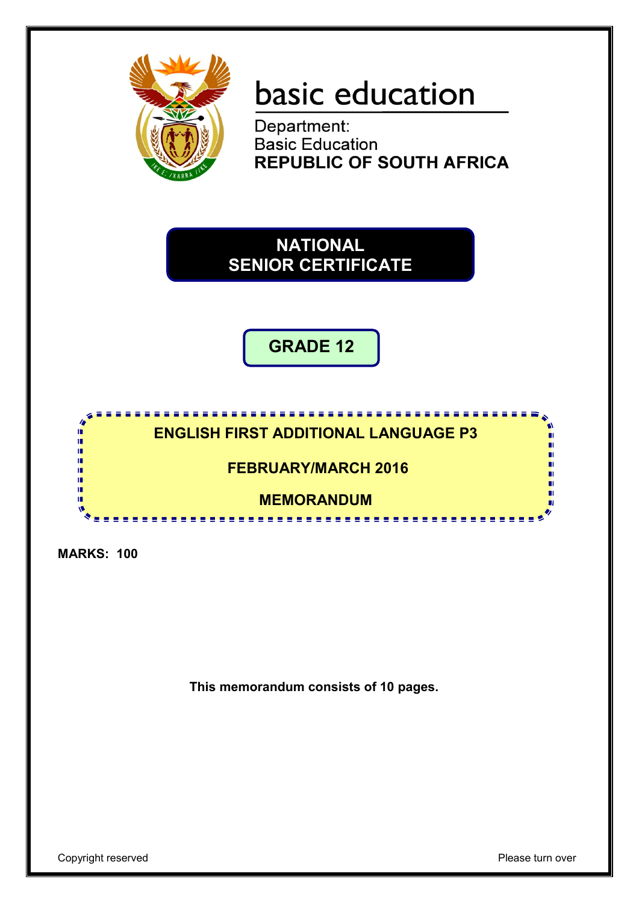basic education

Department:
Basic Education
**REPUBLIC OF SOUTH AFRICA**

# NATIONAL SENIOR CERTIFICATE

## GRADE 12

**ENGLISH FIRST ADDITIONAL LANGUAGE P3**

**FEBRUARY/MARCH 2016**

**MEMORANDUM**

**MARKS: 100**

**This memorandum consists of 10 pages.**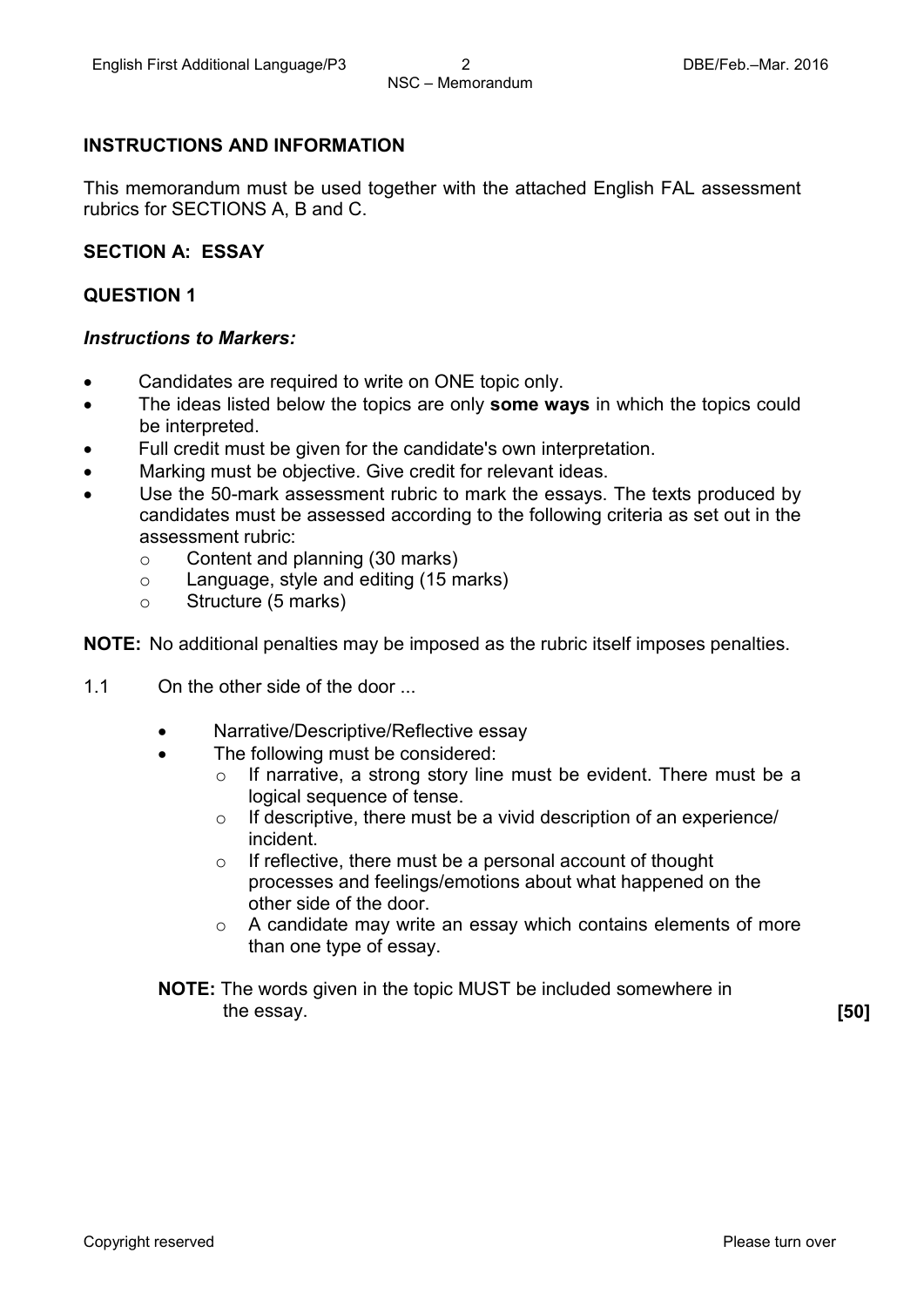## INSTRUCTIONS AND INFORMATION

This memorandum must be used together with the attached English FAL assessment rubrics for SECTIONS A, B and C.

## SECTION A: ESSAY

### QUESTION 1

***Instructions to Markers:***

- Candidates are required to write on ONE topic only.
- The ideas listed below the topics are only **some ways** in which the topics could be interpreted.
- Full credit must be given for the candidate's own interpretation.
- Marking must be objective. Give credit for relevant ideas.
- Use the 50-mark assessment rubric to mark the essays. The texts produced by candidates must be assessed according to the following criteria as set out in the assessment rubric:
  - Content and planning (30 marks)
  - Language, style and editing (15 marks)
  - Structure (5 marks)

**NOTE:** No additional penalties may be imposed as the rubric itself imposes penalties.

1.1 On the other side of the door ...

- Narrative/Descriptive/Reflective essay
- The following must be considered:
  - If narrative, a strong story line must be evident. There must be a logical sequence of tense.
  - If descriptive, there must be a vivid description of an experience/ incident.
  - If reflective, there must be a personal account of thought processes and feelings/emotions about what happened on the other side of the door.
  - A candidate may write an essay which contains elements of more than one type of essay.

**NOTE:** The words given in the topic MUST be included somewhere in the essay. **[50]**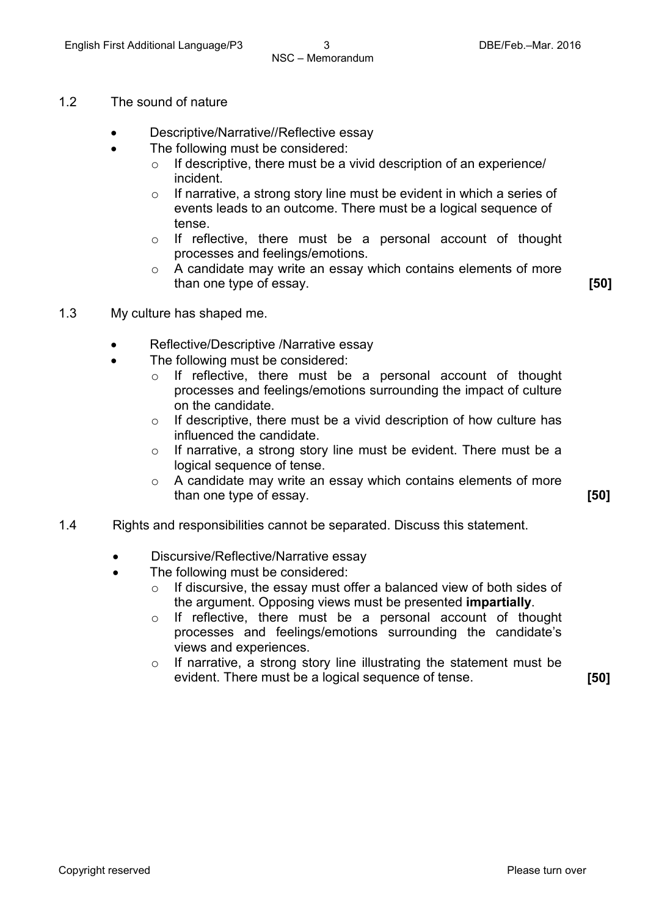1.2 The sound of nature

- Descriptive/Narrative//Reflective essay
- The following must be considered:
  - If descriptive, there must be a vivid description of an experience/ incident.
  - If narrative, a strong story line must be evident in which a series of events leads to an outcome. There must be a logical sequence of tense.
  - If reflective, there must be a personal account of thought processes and feelings/emotions.
  - A candidate may write an essay which contains elements of more than one type of essay. **[50]**

1.3 My culture has shaped me.

- Reflective/Descriptive /Narrative essay
- The following must be considered:
  - If reflective, there must be a personal account of thought processes and feelings/emotions surrounding the impact of culture on the candidate.
  - If descriptive, there must be a vivid description of how culture has influenced the candidate.
  - If narrative, a strong story line must be evident. There must be a logical sequence of tense.
  - A candidate may write an essay which contains elements of more than one type of essay. **[50]**

1.4 Rights and responsibilities cannot be separated. Discuss this statement.

- Discursive/Reflective/Narrative essay
- The following must be considered:
  - If discursive, the essay must offer a balanced view of both sides of the argument. Opposing views must be presented **impartially**.
  - If reflective, there must be a personal account of thought processes and feelings/emotions surrounding the candidate's views and experiences.
  - If narrative, a strong story line illustrating the statement must be evident. There must be a logical sequence of tense. **[50]**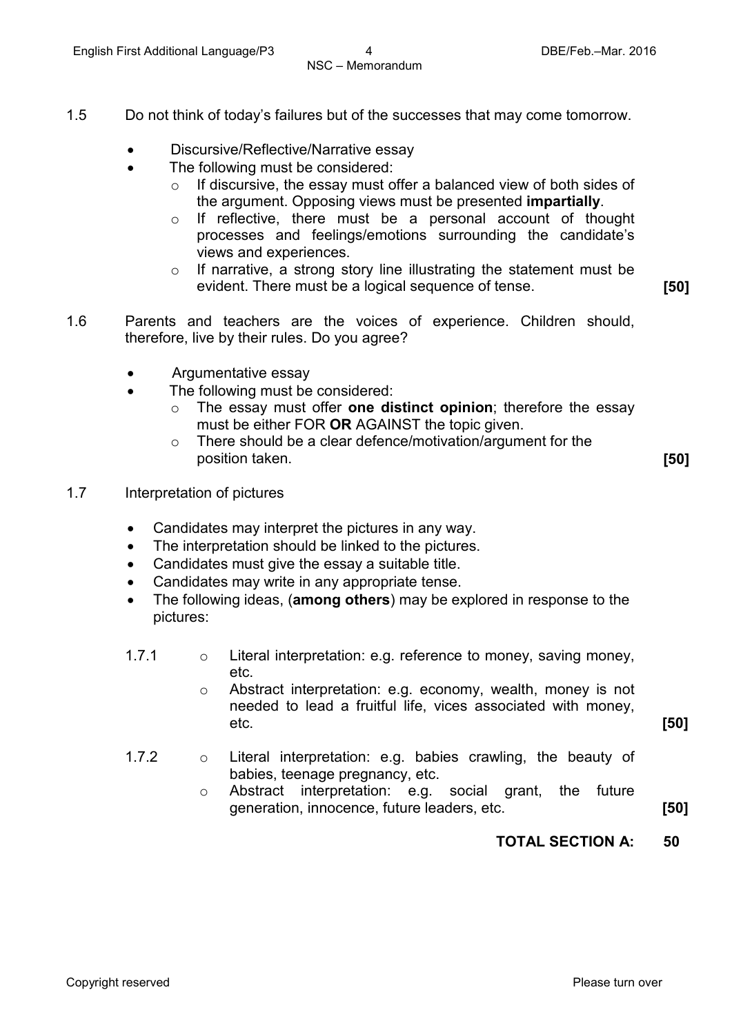1.5 Do not think of today's failures but of the successes that may come tomorrow.

- Discursive/Reflective/Narrative essay
- The following must be considered:
  - If discursive, the essay must offer a balanced view of both sides of the argument. Opposing views must be presented **impartially**.
  - If reflective, there must be a personal account of thought processes and feelings/emotions surrounding the candidate's views and experiences.
  - If narrative, a strong story line illustrating the statement must be evident. There must be a logical sequence of tense. **[50]**

1.6 Parents and teachers are the voices of experience. Children should, therefore, live by their rules. Do you agree?

- Argumentative essay
- The following must be considered:
  - The essay must offer **one distinct opinion**; therefore the essay must be either FOR **OR** AGAINST the topic given.
  - There should be a clear defence/motivation/argument for the position taken. **[50]**

1.7 Interpretation of pictures

- Candidates may interpret the pictures in any way.
- The interpretation should be linked to the pictures.
- Candidates must give the essay a suitable title.
- Candidates may write in any appropriate tense.
- The following ideas, (**among others**) may be explored in response to the pictures:

1.7.1
  - Literal interpretation: e.g. reference to money, saving money, etc.
  - Abstract interpretation: e.g. economy, wealth, money is not needed to lead a fruitful life, vices associated with money, etc. **[50]**

1.7.2
  - Literal interpretation: e.g. babies crawling, the beauty of babies, teenage pregnancy, etc.
  - Abstract interpretation: e.g. social grant, the future generation, innocence, future leaders, etc. **[50]**

**TOTAL SECTION A: 50**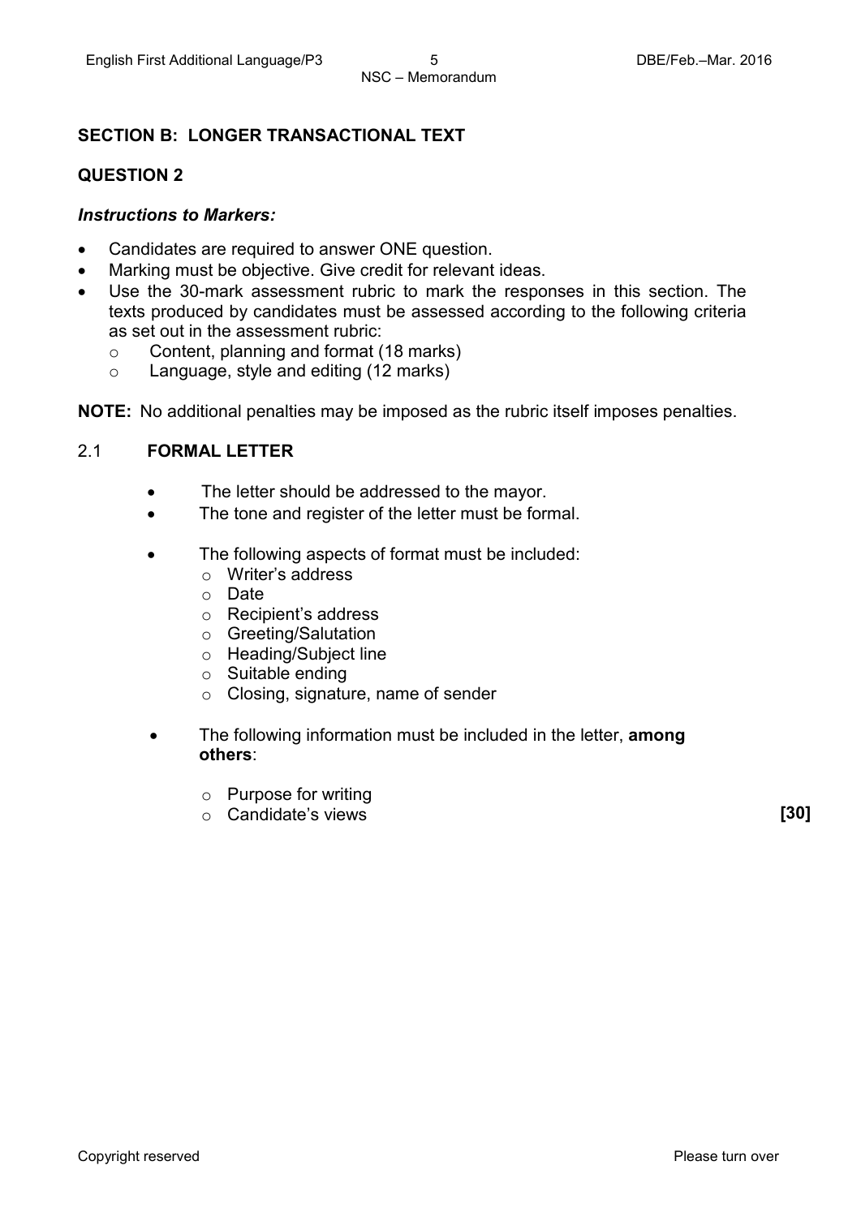## SECTION B: LONGER TRANSACTIONAL TEXT

### QUESTION 2

***Instructions to Markers:***

- Candidates are required to answer ONE question.
- Marking must be objective. Give credit for relevant ideas.
- Use the 30-mark assessment rubric to mark the responses in this section. The texts produced by candidates must be assessed according to the following criteria as set out in the assessment rubric:
    - Content, planning and format (18 marks)
    - Language, style and editing (12 marks)

**NOTE:** No additional penalties may be imposed as the rubric itself imposes penalties.

### 2.1 FORMAL LETTER

- The letter should be addressed to the mayor.
- The tone and register of the letter must be formal.
- The following aspects of format must be included:
    - Writer's address
    - Date
    - Recipient's address
    - Greeting/Salutation
    - Heading/Subject line
    - Suitable ending
    - Closing, signature, name of sender
- The following information must be included in the letter, **among others**:
    - Purpose for writing
    - Candidate's views

**[30]**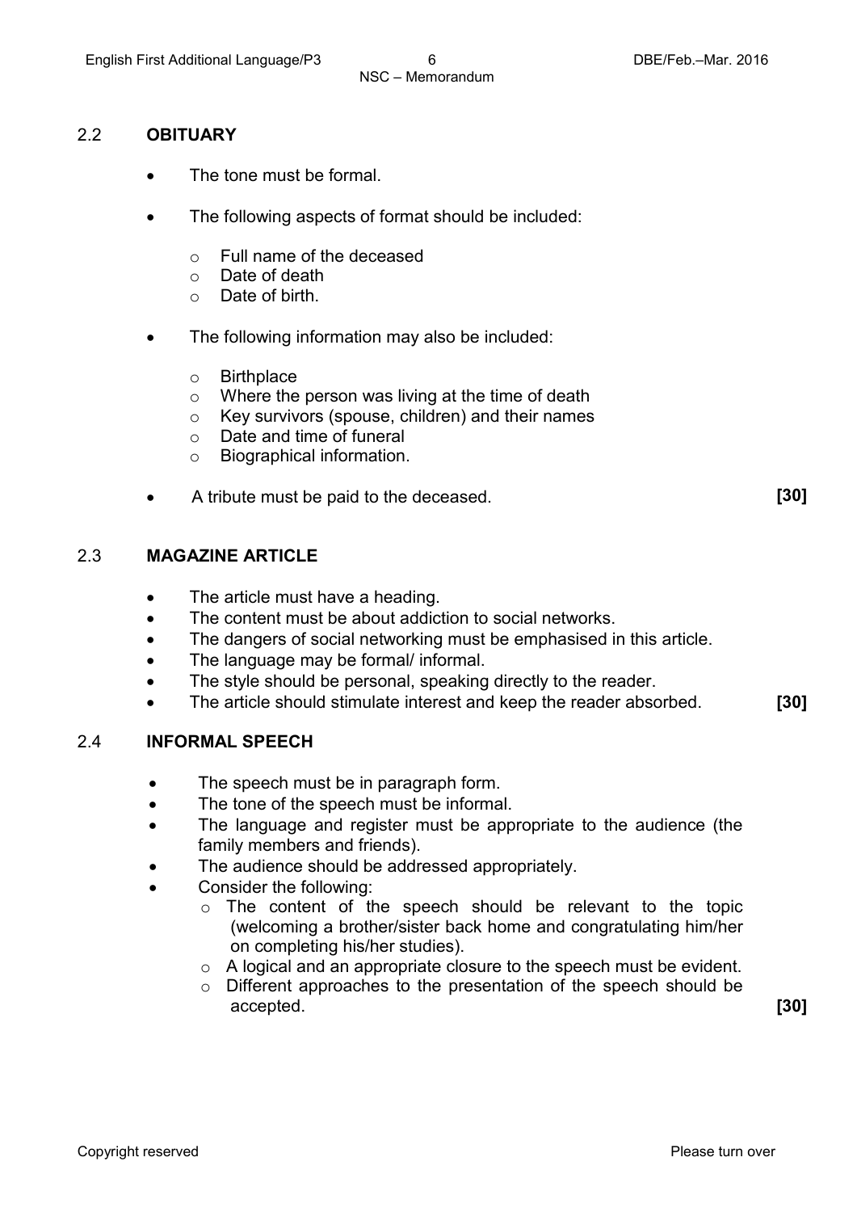## 2.2 OBITUARY

- The tone must be formal.
- The following aspects of format should be included:
  - Full name of the deceased
  - Date of death
  - Date of birth.
- The following information may also be included:
  - Birthplace
  - Where the person was living at the time of death
  - Key survivors (spouse, children) and their names
  - Date and time of funeral
  - Biographical information.
- A tribute must be paid to the deceased. **[30]**

## 2.3 MAGAZINE ARTICLE

- The article must have a heading.
- The content must be about addiction to social networks.
- The dangers of social networking must be emphasised in this article.
- The language may be formal/ informal.
- The style should be personal, speaking directly to the reader.
- The article should stimulate interest and keep the reader absorbed. **[30]**

## 2.4 INFORMAL SPEECH

- The speech must be in paragraph form.
- The tone of the speech must be informal.
- The language and register must be appropriate to the audience (the family members and friends).
- The audience should be addressed appropriately.
- Consider the following:
  - The content of the speech should be relevant to the topic (welcoming a brother/sister back home and congratulating him/her on completing his/her studies).
  - A logical and an appropriate closure to the speech must be evident.
  - Different approaches to the presentation of the speech should be accepted. **[30]**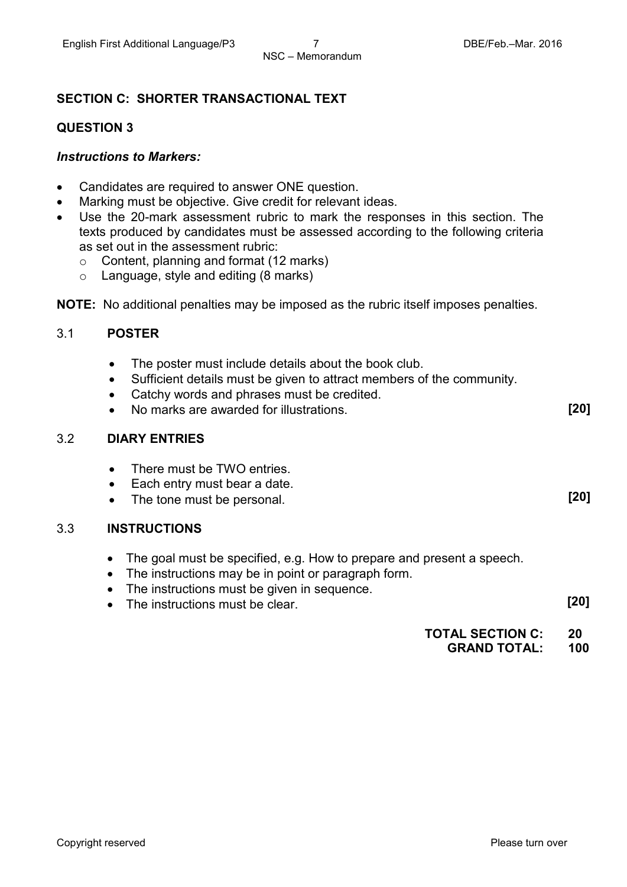## SECTION C: SHORTER TRANSACTIONAL TEXT

### QUESTION 3

***Instructions to Markers:***

- Candidates are required to answer ONE question.
- Marking must be objective. Give credit for relevant ideas.
- Use the 20-mark assessment rubric to mark the responses in this section. The texts produced by candidates must be assessed according to the following criteria as set out in the assessment rubric:
  - Content, planning and format (12 marks)
  - Language, style and editing (8 marks)

**NOTE:** No additional penalties may be imposed as the rubric itself imposes penalties.

### 3.1 POSTER

- The poster must include details about the book club.
- Sufficient details must be given to attract members of the community.
- Catchy words and phrases must be credited.
- No marks are awarded for illustrations. **[20]**

### 3.2 DIARY ENTRIES

- There must be TWO entries.
- Each entry must bear a date.
- The tone must be personal. **[20]**

### 3.3 INSTRUCTIONS

- The goal must be specified, e.g. How to prepare and present a speech.
- The instructions may be in point or paragraph form.
- The instructions must be given in sequence.
- The instructions must be clear. **[20]**

**TOTAL SECTION C: 20**
**GRAND TOTAL: 100**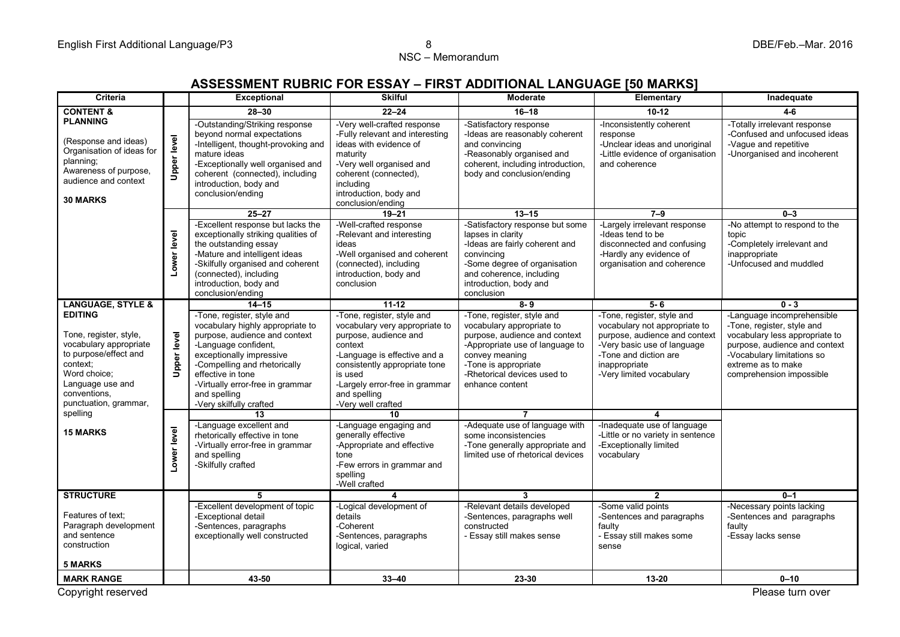## ASSESSMENT RUBRIC FOR ESSAY – FIRST ADDITIONAL LANGUAGE [50 MARKS]

| Criteria | | Exceptional | Skilful | Moderate | Elementary | Inadequate |
|---|---|---|---|---|---|---|
| **CONTENT & PLANNING** (Response and ideas) Organisation of ideas for planning; Awareness of purpose, audience and context **30 MARKS** | Upper level | **28–30** | **22–24** | **16–18** | **10-12** | **4-6** |
| | | -Outstanding/Striking response beyond normal expectations -Intelligent, thought-provoking and mature ideas -Exceptionally well organised and coherent (connected), including introduction, body and conclusion/ending | -Very well-crafted response -Fully relevant and interesting ideas with evidence of maturity -Very well organised and coherent (connected), including introduction, body and conclusion/ending | -Satisfactory response -Ideas are reasonably coherent and convincing -Reasonably organised and coherent, including introduction, body and conclusion/ending | -Inconsistently coherent response -Unclear ideas and unoriginal -Little evidence of organisation and coherence | -Totally irrelevant response -Confused and unfocused ideas -Vague and repetitive -Unorganised and incoherent |
| | Lower level | **25–27** | **19–21** | **13–15** | **7–9** | **0–3** |
| | | -Excellent response but lacks the exceptionally striking qualities of the outstanding essay -Mature and intelligent ideas -Skilfully organised and coherent (connected), including introduction, body and conclusion/ending | -Well-crafted response -Relevant and interesting ideas -Well organised and coherent (connected), including introduction, body and conclusion | -Satisfactory response but some lapses in clarity -Ideas are fairly coherent and convincing -Some degree of organisation and coherence, including introduction, body and conclusion | -Largely irrelevant response -Ideas tend to be disconnected and confusing -Hardly any evidence of organisation and coherence | -No attempt to respond to the topic -Completely irrelevant and inappropriate -Unfocused and muddled |
| **LANGUAGE, STYLE & EDITING** Tone, register, style, vocabulary appropriate to purpose/effect and context; Word choice; Language use and conventions, punctuation, grammar, spelling **15 MARKS** | Upper level | **14–15** | **11-12** | **8- 9** | **5- 6** | **0 - 3** |
| | | -Tone, register, style and vocabulary highly appropriate to purpose, audience and context -Language confident, exceptionally impressive -Compelling and rhetorically effective in tone -Virtually error-free in grammar and spelling -Very skilfully crafted | -Tone, register, style and vocabulary very appropriate to purpose, audience and context -Language is effective and a consistently appropriate tone is used -Largely error-free in grammar and spelling -Very well crafted | -Tone, register, style and vocabulary appropriate to purpose, audience and context -Appropriate use of language to convey meaning -Tone is appropriate -Rhetorical devices used to enhance content | -Tone, register, style and vocabulary not appropriate to purpose, audience and context -Very basic use of language -Tone and diction are inappropriate -Very limited vocabulary | -Language incomprehensible -Tone, register, style and vocabulary less appropriate to purpose, audience and context -Vocabulary limitations so extreme as to make comprehension impossible |
| | Lower level | **13** | **10** | **7** | **4** | |
| | | -Language excellent and rhetorically effective in tone -Virtually error-free in grammar and spelling -Skilfully crafted | -Language engaging and generally effective -Appropriate and effective tone -Few errors in grammar and spelling -Well crafted | -Adequate use of language with some inconsistencies -Tone generally appropriate and limited use of rhetorical devices | -Inadequate use of language -Little or no variety in sentence -Exceptionally limited vocabulary | |
| **STRUCTURE** Features of text; Paragraph development and sentence construction **5 MARKS** | | **5** | **4** | **3** | **2** | **0–1** |
| | | -Excellent development of topic -Exceptional detail -Sentences, paragraphs exceptionally well constructed | -Logical development of details -Coherent -Sentences, paragraphs logical, varied | -Relevant details developed -Sentences, paragraphs well constructed - Essay still makes sense | -Some valid points -Sentences and paragraphs faulty - Essay still makes some sense | -Necessary points lacking -Sentences and paragraphs faulty -Essay lacks sense |
| **MARK RANGE** | | **43-50** | **33–40** | **23-30** | **13-20** | **0–10** |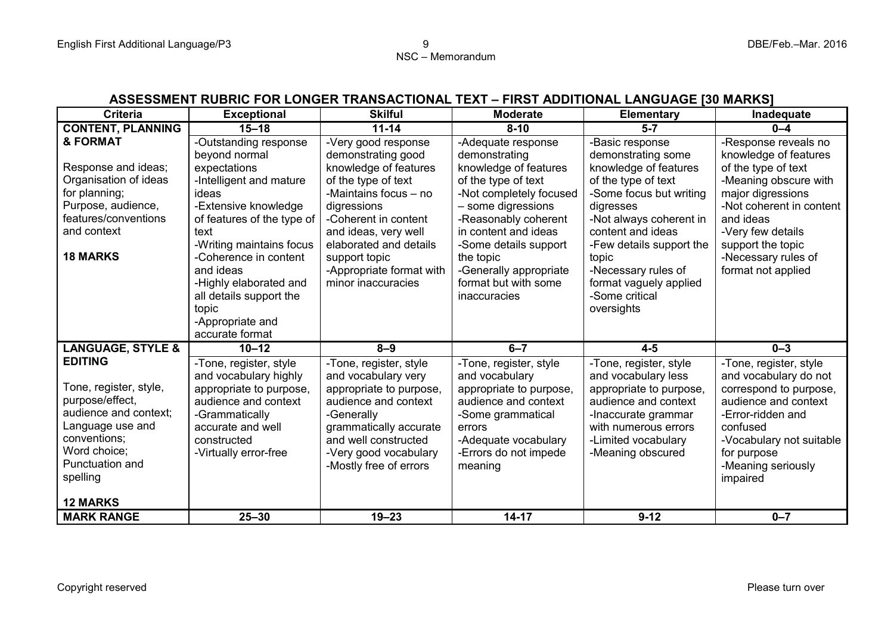## ASSESSMENT RUBRIC FOR LONGER TRANSACTIONAL TEXT – FIRST ADDITIONAL LANGUAGE [30 MARKS]

| Criteria | Exceptional | Skilful | Moderate | Elementary | Inadequate |
|---|---|---|---|---|---|
| **CONTENT, PLANNING & FORMAT** | **15–18** | **11-14** | **8-10** | **5-7** | **0–4** |
| Response and ideas; Organisation of ideas for planning; Purpose, audience, features/conventions and context<br><br>**18 MARKS** | -Outstanding response beyond normal expectations<br>-Intelligent and mature ideas<br>-Extensive knowledge of features of the type of text<br>-Writing maintains focus<br>-Coherence in content and ideas<br>-Highly elaborated and all details support the topic<br>-Appropriate and accurate format | -Very good response demonstrating good knowledge of features of the type of text<br>-Maintains focus – no digressions<br>-Coherent in content and ideas, very well elaborated and details support topic<br>-Appropriate format with minor inaccuracies | -Adequate response demonstrating knowledge of features of the type of text<br>-Not completely focused – some digressions<br>-Reasonably coherent in content and ideas<br>-Some details support the topic<br>-Generally appropriate format but with some inaccuracies | -Basic response demonstrating some knowledge of features of the type of text<br>-Some focus but writing digresses<br>-Not always coherent in content and ideas<br>-Few details support the topic<br>-Necessary rules of format vaguely applied<br>-Some critical oversights | -Response reveals no knowledge of features of the type of text<br>-Meaning obscure with major digressions<br>-Not coherent in content and ideas<br>-Very few details support the topic<br>-Necessary rules of format not applied |
| **LANGUAGE, STYLE & EDITING** | **10–12** | **8–9** | **6–7** | **4-5** | **0–3** |
| Tone, register, style, purpose/effect, audience and context; Language use and conventions; Word choice; Punctuation and spelling<br><br>**12 MARKS** | -Tone, register, style and vocabulary highly appropriate to purpose, audience and context<br>-Grammatically accurate and well constructed<br>-Virtually error-free | -Tone, register, style and vocabulary very appropriate to purpose, audience and context<br>-Generally grammatically accurate and well constructed<br>-Very good vocabulary<br>-Mostly free of errors | -Tone, register, style and vocabulary appropriate to purpose, audience and context<br>-Some grammatical errors<br>-Adequate vocabulary<br>-Errors do not impede meaning | -Tone, register, style and vocabulary less appropriate to purpose, audience and context<br>-Inaccurate grammar with numerous errors<br>-Limited vocabulary<br>-Meaning obscured | -Tone, register, style and vocabulary do not correspond to purpose, audience and context<br>-Error-ridden and confused<br>-Vocabulary not suitable for purpose<br>-Meaning seriously impaired |
| **MARK RANGE** | **25–30** | **19–23** | **14-17** | **9-12** | **0–7** |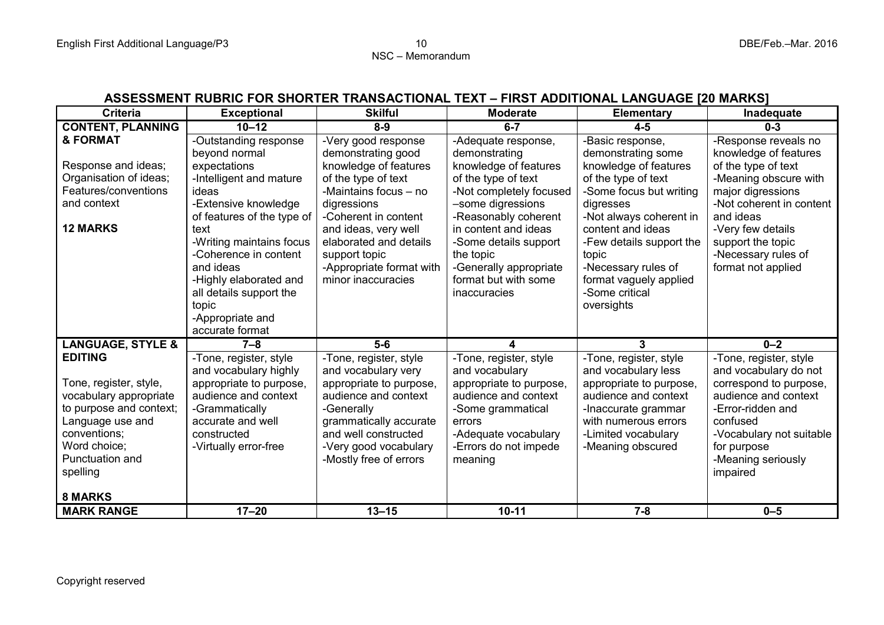## ASSESSMENT RUBRIC FOR SHORTER TRANSACTIONAL TEXT – FIRST ADDITIONAL LANGUAGE [20 MARKS]

| Criteria | Exceptional | Skilful | Moderate | Elementary | Inadequate |
|---|---|---|---|---|---|
| **CONTENT, PLANNING & FORMAT** | **10–12** | **8-9** | **6-7** | **4-5** | **0-3** |
| Response and ideas; Organisation of ideas; Features/conventions and context<br><br>**12 MARKS** | -Outstanding response beyond normal expectations<br>-Intelligent and mature ideas<br>-Extensive knowledge of features of the type of text<br>-Writing maintains focus<br>-Coherence in content and ideas<br>-Highly elaborated and all details support the topic<br>-Appropriate and accurate format | -Very good response demonstrating good knowledge of features of the type of text<br>-Maintains focus – no digressions<br>-Coherent in content and ideas, very well elaborated and details support topic<br>-Appropriate format with minor inaccuracies | -Adequate response, demonstrating knowledge of features of the type of text<br>-Not completely focused –some digressions<br>-Reasonably coherent in content and ideas<br>-Some details support the topic<br>-Generally appropriate format but with some inaccuracies | -Basic response, demonstrating some knowledge of features of the type of text<br>-Some focus but writing digresses<br>-Not always coherent in content and ideas<br>-Few details support the topic<br>-Necessary rules of format vaguely applied<br>-Some critical oversights | -Response reveals no knowledge of features of the type of text<br>-Meaning obscure with major digressions<br>-Not coherent in content and ideas<br>-Very few details support the topic<br>-Necessary rules of format not applied |
| **LANGUAGE, STYLE & EDITING** | **7–8** | **5-6** | **4** | **3** | **0–2** |
| Tone, register, style, vocabulary appropriate to purpose and context; Language use and conventions; Word choice; Punctuation and spelling<br><br>**8 MARKS** | -Tone, register, style and vocabulary highly appropriate to purpose, audience and context<br>-Grammatically accurate and well constructed<br>-Virtually error-free | -Tone, register, style and vocabulary very appropriate to purpose, audience and context<br>-Generally grammatically accurate and well constructed<br>-Very good vocabulary<br>-Mostly free of errors | -Tone, register, style and vocabulary appropriate to purpose, audience and context<br>-Some grammatical errors<br>-Adequate vocabulary<br>-Errors do not impede meaning | -Tone, register, style and vocabulary less appropriate to purpose, audience and context<br>-Inaccurate grammar with numerous errors<br>-Limited vocabulary<br>-Meaning obscured | -Tone, register, style and vocabulary do not correspond to purpose, audience and context<br>-Error-ridden and confused<br>-Vocabulary not suitable for purpose<br>-Meaning seriously impaired |
| **MARK RANGE** | **17–20** | **13–15** | **10-11** | **7-8** | **0–5** |